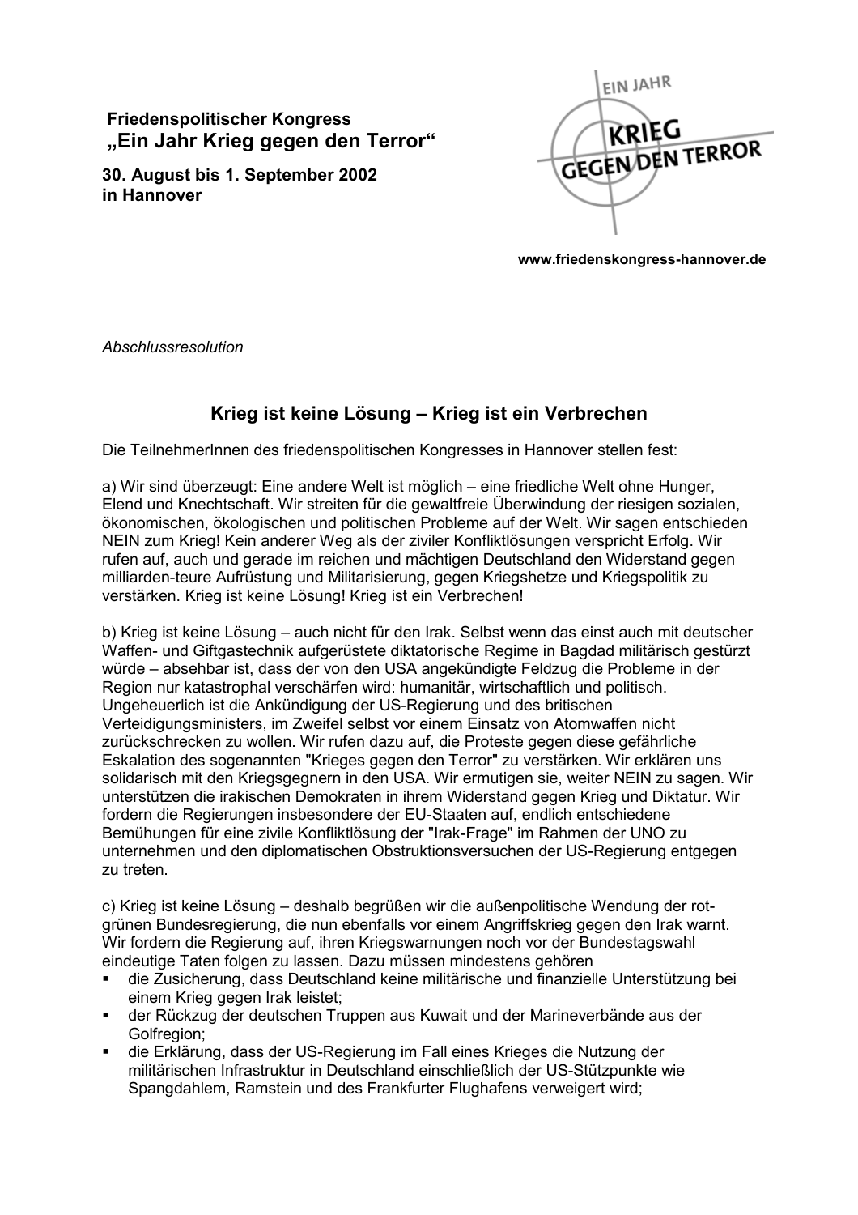**Friedenspolitischer Kongress**
## „Ein Jahr Krieg gegen den Terror"

**30. August bis 1. September 2002**
**in Hannover**

EIN JAHR KRIEG GEGEN DEN TERROR

**www.friedenskongress-hannover.de**

*Abschlussresolution*

### Krieg ist keine Lösung – Krieg ist ein Verbrechen

Die TeilnehmerInnen des friedenspolitischen Kongresses in Hannover stellen fest:

a) Wir sind überzeugt: Eine andere Welt ist möglich – eine friedliche Welt ohne Hunger, Elend und Knechtschaft. Wir streiten für die gewaltfreie Überwindung der riesigen sozialen, ökonomischen, ökologischen und politischen Probleme auf der Welt. Wir sagen entschieden NEIN zum Krieg! Kein anderer Weg als der ziviler Konfliktlösungen verspricht Erfolg. Wir rufen auf, auch und gerade im reichen und mächtigen Deutschland den Widerstand gegen milliarden-teure Aufrüstung und Militarisierung, gegen Kriegshetze und Kriegspolitik zu verstärken. Krieg ist keine Lösung! Krieg ist ein Verbrechen!

b) Krieg ist keine Lösung – auch nicht für den Irak. Selbst wenn das einst auch mit deutscher Waffen- und Giftgastechnik aufgerüstete diktatorische Regime in Bagdad militärisch gestürzt würde – absehbar ist, dass der von den USA angekündigte Feldzug die Probleme in der Region nur katastrophal verschärfen wird: humanitär, wirtschaftlich und politisch. Ungeheuerlich ist die Ankündigung der US-Regierung und des britischen Verteidigungsministers, im Zweifel selbst vor einem Einsatz von Atomwaffen nicht zurückschrecken zu wollen. Wir rufen dazu auf, die Proteste gegen diese gefährliche Eskalation des sogenannten "Krieges gegen den Terror" zu verstärken. Wir erklären uns solidarisch mit den Kriegsgegnern in den USA. Wir ermutigen sie, weiter NEIN zu sagen. Wir unterstützen die irakischen Demokraten in ihrem Widerstand gegen Krieg und Diktatur. Wir fordern die Regierungen insbesondere der EU-Staaten auf, endlich entschiedene Bemühungen für eine zivile Konfliktlösung der "Irak-Frage" im Rahmen der UNO zu unternehmen und den diplomatischen Obstruktionsversuchen der US-Regierung entgegen zu treten.

c) Krieg ist keine Lösung – deshalb begrüßen wir die außenpolitische Wendung der rot-grünen Bundesregierung, die nun ebenfalls vor einem Angriffskrieg gegen den Irak warnt. Wir fordern die Regierung auf, ihren Kriegswarnungen noch vor der Bundestagswahl eindeutige Taten folgen zu lassen. Dazu müssen mindestens gehören

- die Zusicherung, dass Deutschland keine militärische und finanzielle Unterstützung bei einem Krieg gegen Irak leistet;
- der Rückzug der deutschen Truppen aus Kuwait und der Marineverbände aus der Golfregion;
- die Erklärung, dass der US-Regierung im Fall eines Krieges die Nutzung der militärischen Infrastruktur in Deutschland einschließlich der US-Stützpunkte wie Spangdahlem, Ramstein und des Frankfurter Flughafens verweigert wird;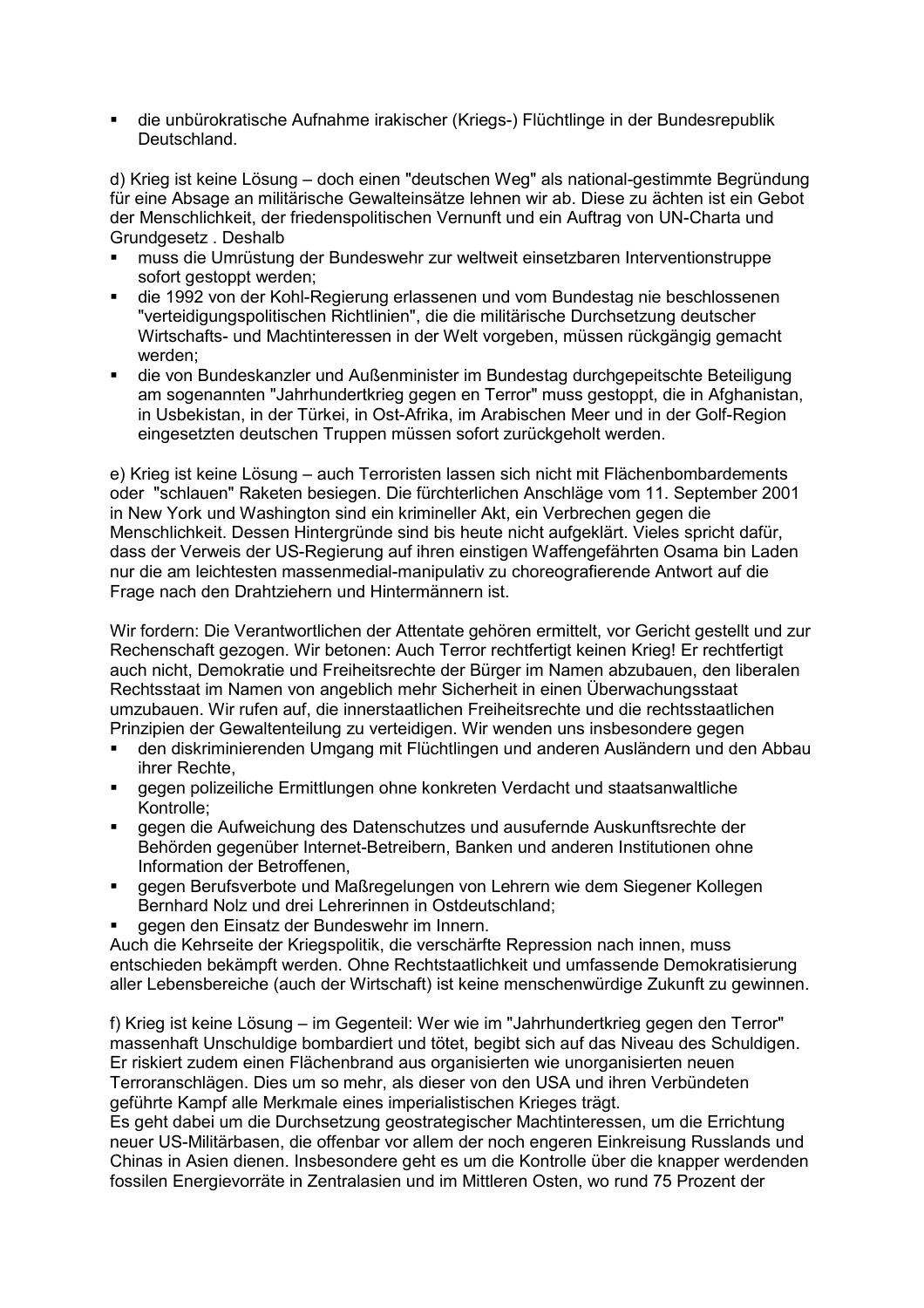- die unbürokratische Aufnahme irakischer (Kriegs-) Flüchtlinge in der Bundesrepublik Deutschland.

d) Krieg ist keine Lösung – doch einen "deutschen Weg" als national-gestimmte Begründung für eine Absage an militärische Gewalteinsätze lehnen wir ab. Diese zu ächten ist ein Gebot der Menschlichkeit, der friedenspolitischen Vernunft und ein Auftrag von UN-Charta und Grundgesetz . Deshalb

- muss die Umrüstung der Bundeswehr zur weltweit einsetzbaren Interventionstruppe sofort gestoppt werden;
- die 1992 von der Kohl-Regierung erlassenen und vom Bundestag nie beschlossenen "verteidigungspolitischen Richtlinien", die die militärische Durchsetzung deutscher Wirtschafts- und Machtinteressen in der Welt vorgeben, müssen rückgängig gemacht werden;
- die von Bundeskanzler und Außenminister im Bundestag durchgepeitschte Beteiligung am sogenannten "Jahrhundertkrieg gegen en Terror" muss gestoppt, die in Afghanistan, in Usbekistan, in der Türkei, in Ost-Afrika, im Arabischen Meer und in der Golf-Region eingesetzten deutschen Truppen müssen sofort zurückgeholt werden.

e) Krieg ist keine Lösung – auch Terroristen lassen sich nicht mit Flächenbombardements oder "schlauen" Raketen besiegen. Die fürchterlichen Anschläge vom 11. September 2001 in New York und Washington sind ein krimineller Akt, ein Verbrechen gegen die Menschlichkeit. Dessen Hintergründe sind bis heute nicht aufgeklärt. Vieles spricht dafür, dass der Verweis der US-Regierung auf ihren einstigen Waffengefährten Osama bin Laden nur die am leichtesten massenmedial-manipulativ zu choreografierende Antwort auf die Frage nach den Drahtziehern und Hintermännern ist.

Wir fordern: Die Verantwortlichen der Attentate gehören ermittelt, vor Gericht gestellt und zur Rechenschaft gezogen. Wir betonen: Auch Terror rechtfertigt keinen Krieg! Er rechtfertigt auch nicht, Demokratie und Freiheitsrechte der Bürger im Namen abzubauen, den liberalen Rechtsstaat im Namen von angeblich mehr Sicherheit in einen Überwachungsstaat umzubauen. Wir rufen auf, die innerstaatlichen Freiheitsrechte und die rechtsstaatlichen Prinzipien der Gewaltenteilung zu verteidigen. Wir wenden uns insbesondere gegen

- den diskriminierenden Umgang mit Flüchtlingen und anderen Ausländern und den Abbau ihrer Rechte,
- gegen polizeiliche Ermittlungen ohne konkreten Verdacht und staatsanwaltliche Kontrolle;
- gegen die Aufweichung des Datenschutzes und ausufernde Auskunftsrechte der Behörden gegenüber Internet-Betreibern, Banken und anderen Institutionen ohne Information der Betroffenen,
- gegen Berufsverbote und Maßregelungen von Lehrern wie dem Siegener Kollegen Bernhard Nolz und drei Lehrerinnen in Ostdeutschland;
- gegen den Einsatz der Bundeswehr im Innern.

Auch die Kehrseite der Kriegspolitik, die verschärfte Repression nach innen, muss entschieden bekämpft werden. Ohne Rechtstaatlichkeit und umfassende Demokratisierung aller Lebensbereiche (auch der Wirtschaft) ist keine menschenwürdige Zukunft zu gewinnen.

f) Krieg ist keine Lösung – im Gegenteil: Wer wie im "Jahrhundertkrieg gegen den Terror" massenhaft Unschuldige bombardiert und tötet, begibt sich auf das Niveau des Schuldigen. Er riskiert zudem einen Flächenbrand aus organisierten wie unorganisierten neuen Terroranschlägen. Dies um so mehr, als dieser von den USA und ihren Verbündeten geführte Kampf alle Merkmale eines imperialistischen Krieges trägt.
Es geht dabei um die Durchsetzung geostrategischer Machtinteressen, um die Errichtung neuer US-Militärbasen, die offenbar vor allem der noch engeren Einkreisung Russlands und Chinas in Asien dienen. Insbesondere geht es um die Kontrolle über die knapper werdenden fossilen Energievorräte in Zentralasien und im Mittleren Osten, wo rund 75 Prozent der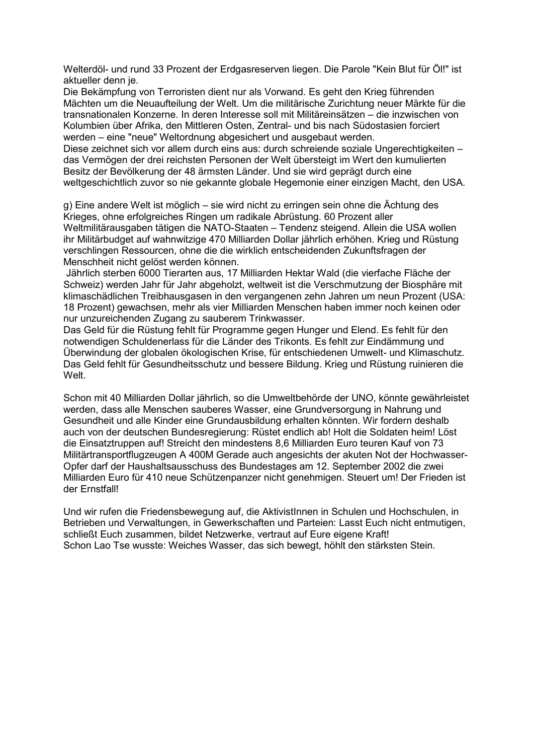Welterdöl- und rund 33 Prozent der Erdgasreserven liegen. Die Parole "Kein Blut für Öl!" ist aktueller denn je.
Die Bekämpfung von Terroristen dient nur als Vorwand. Es geht den Krieg führenden Mächten um die Neuaufteilung der Welt. Um die militärische Zurichtung neuer Märkte für die transnationalen Konzerne. In deren Interesse soll mit Militäreinsätzen – die inzwischen von Kolumbien über Afrika, den Mittleren Osten, Zentral- und bis nach Südostasien forciert werden – eine "neue" Weltordnung abgesichert und ausgebaut werden.
Diese zeichnet sich vor allem durch eins aus: durch schreiende soziale Ungerechtigkeiten – das Vermögen der drei reichsten Personen der Welt übersteigt im Wert den kumulierten Besitz der Bevölkerung der 48 ärmsten Länder. Und sie wird geprägt durch eine weltgeschichtlich zuvor so nie gekannte globale Hegemonie einer einzigen Macht, den USA.

g) Eine andere Welt ist möglich – sie wird nicht zu erringen sein ohne die Ächtung des Krieges, ohne erfolgreiches Ringen um radikale Abrüstung. 60 Prozent aller Weltmilitärausgaben tätigen die NATO-Staaten – Tendenz steigend. Allein die USA wollen ihr Militärbudget auf wahnwitzige 470 Milliarden Dollar jährlich erhöhen. Krieg und Rüstung verschlingen Ressourcen, ohne die die wirklich entscheidenden Zukunftsfragen der Menschheit nicht gelöst werden können.
Jährlich sterben 6000 Tierarten aus, 17 Milliarden Hektar Wald (die vierfache Fläche der Schweiz) werden Jahr für Jahr abgeholzt, weltweit ist die Verschmutzung der Biosphäre mit klimaschädlichen Treibhausgasen in den vergangenen zehn Jahren um neun Prozent (USA: 18 Prozent) gewachsen, mehr als vier Milliarden Menschen haben immer noch keinen oder nur unzureichenden Zugang zu sauberem Trinkwasser.
Das Geld für die Rüstung fehlt für Programme gegen Hunger und Elend. Es fehlt für den notwendigen Schuldenerlass für die Länder des Trikonts. Es fehlt zur Eindämmung und Überwindung der globalen ökologischen Krise, für entschiedenen Umwelt- und Klimaschutz. Das Geld fehlt für Gesundheitsschutz und bessere Bildung. Krieg und Rüstung ruinieren die Welt.

Schon mit 40 Milliarden Dollar jährlich, so die Umweltbehörde der UNO, könnte gewährleistet werden, dass alle Menschen sauberes Wasser, eine Grundversorgung in Nahrung und Gesundheit und alle Kinder eine Grundausbildung erhalten könnten. Wir fordern deshalb auch von der deutschen Bundesregierung: Rüstet endlich ab! Holt die Soldaten heim! Löst die Einsatztruppen auf! Streicht den mindestens 8,6 Milliarden Euro teuren Kauf von 73 Militärtransportflugzeugen A 400M Gerade auch angesichts der akuten Not der Hochwasser-Opfer darf der Haushaltsausschuss des Bundestages am 12. September 2002 die zwei Milliarden Euro für 410 neue Schützenpanzer nicht genehmigen. Steuert um! Der Frieden ist der Ernstfall!

Und wir rufen die Friedensbewegung auf, die AktivistInnen in Schulen und Hochschulen, in Betrieben und Verwaltungen, in Gewerkschaften und Parteien: Lasst Euch nicht entmutigen, schließt Euch zusammen, bildet Netzwerke, vertraut auf Eure eigene Kraft!
Schon Lao Tse wusste: Weiches Wasser, das sich bewegt, höhlt den stärksten Stein.